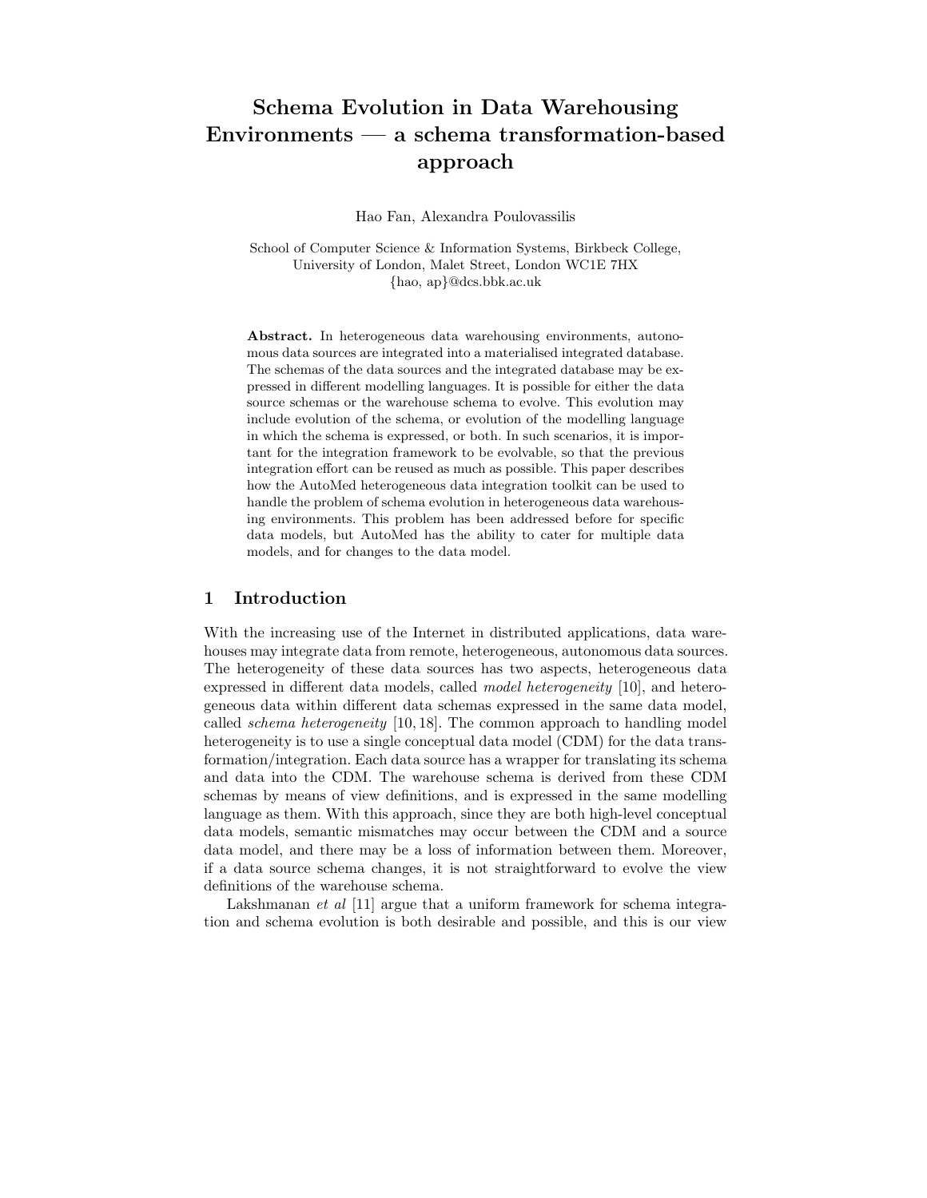# Schema Evolution in Data Warehousing Environments — a schema transformation-based approach

Hao Fan, Alexandra Poulovassilis

School of Computer Science & Information Systems, Birkbeck College, University of London, Malet Street, London WC1E 7HX
{hao, ap}@dcs.bbk.ac.uk

**Abstract.** In heterogeneous data warehousing environments, autonomous data sources are integrated into a materialised integrated database. The schemas of the data sources and the integrated database may be expressed in different modelling languages. It is possible for either the data source schemas or the warehouse schema to evolve. This evolution may include evolution of the schema, or evolution of the modelling language in which the schema is expressed, or both. In such scenarios, it is important for the integration framework to be evolvable, so that the previous integration effort can be reused as much as possible. This paper describes how the AutoMed heterogeneous data integration toolkit can be used to handle the problem of schema evolution in heterogeneous data warehousing environments. This problem has been addressed before for specific data models, but AutoMed has the ability to cater for multiple data models, and for changes to the data model.

## 1 Introduction

With the increasing use of the Internet in distributed applications, data warehouses may integrate data from remote, heterogeneous, autonomous data sources. The heterogeneity of these data sources has two aspects, heterogeneous data expressed in different data models, called *model heterogeneity* [10], and heterogeneous data within different data schemas expressed in the same data model, called *schema heterogeneity* [10, 18]. The common approach to handling model heterogeneity is to use a single conceptual data model (CDM) for the data transformation/integration. Each data source has a wrapper for translating its schema and data into the CDM. The warehouse schema is derived from these CDM schemas by means of view definitions, and is expressed in the same modelling language as them. With this approach, since they are both high-level conceptual data models, semantic mismatches may occur between the CDM and a source data model, and there may be a loss of information between them. Moreover, if a data source schema changes, it is not straightforward to evolve the view definitions of the warehouse schema.

Lakshmanan *et al* [11] argue that a uniform framework for schema integration and schema evolution is both desirable and possible, and this is our view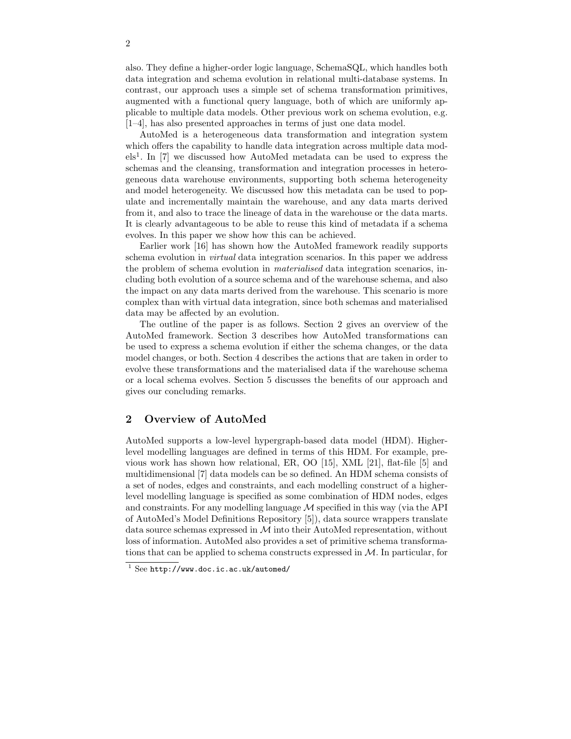also. They define a higher-order logic language, SchemaSQL, which handles both data integration and schema evolution in relational multi-database systems. In contrast, our approach uses a simple set of schema transformation primitives, augmented with a functional query language, both of which are uniformly applicable to multiple data models. Other previous work on schema evolution, e.g. [1–4], has also presented approaches in terms of just one data model.

AutoMed is a heterogeneous data transformation and integration system which offers the capability to handle data integration across multiple data models[1]. In [7] we discussed how AutoMed metadata can be used to express the schemas and the cleansing, transformation and integration processes in heterogeneous data warehouse environments, supporting both schema heterogeneity and model heterogeneity. We discussed how this metadata can be used to populate and incrementally maintain the warehouse, and any data marts derived from it, and also to trace the lineage of data in the warehouse or the data marts. It is clearly advantageous to be able to reuse this kind of metadata if a schema evolves. In this paper we show how this can be achieved.

Earlier work [16] has shown how the AutoMed framework readily supports schema evolution in *virtual* data integration scenarios. In this paper we address the problem of schema evolution in *materialised* data integration scenarios, including both evolution of a source schema and of the warehouse schema, and also the impact on any data marts derived from the warehouse. This scenario is more complex than with virtual data integration, since both schemas and materialised data may be affected by an evolution.

The outline of the paper is as follows. Section 2 gives an overview of the AutoMed framework. Section 3 describes how AutoMed transformations can be used to express a schema evolution if either the schema changes, or the data model changes, or both. Section 4 describes the actions that are taken in order to evolve these transformations and the materialised data if the warehouse schema or a local schema evolves. Section 5 discusses the benefits of our approach and gives our concluding remarks.

## 2 Overview of AutoMed

AutoMed supports a low-level hypergraph-based data model (HDM). Higher-level modelling languages are defined in terms of this HDM. For example, previous work has shown how relational, ER, OO [15], XML [21], flat-file [5] and multidimensional [7] data models can be so defined. An HDM schema consists of a set of nodes, edges and constraints, and each modelling construct of a higher-level modelling language is specified as some combination of HDM nodes, edges and constraints. For any modelling language $\mathcal{M}$ specified in this way (via the API of AutoMed's Model Definitions Repository [5]), data source wrappers translate data source schemas expressed in $\mathcal{M}$ into their AutoMed representation, without loss of information. AutoMed also provides a set of primitive schema transformations that can be applied to schema constructs expressed in $\mathcal{M}$. In particular, for

[1] See http://www.doc.ic.ac.uk/automed/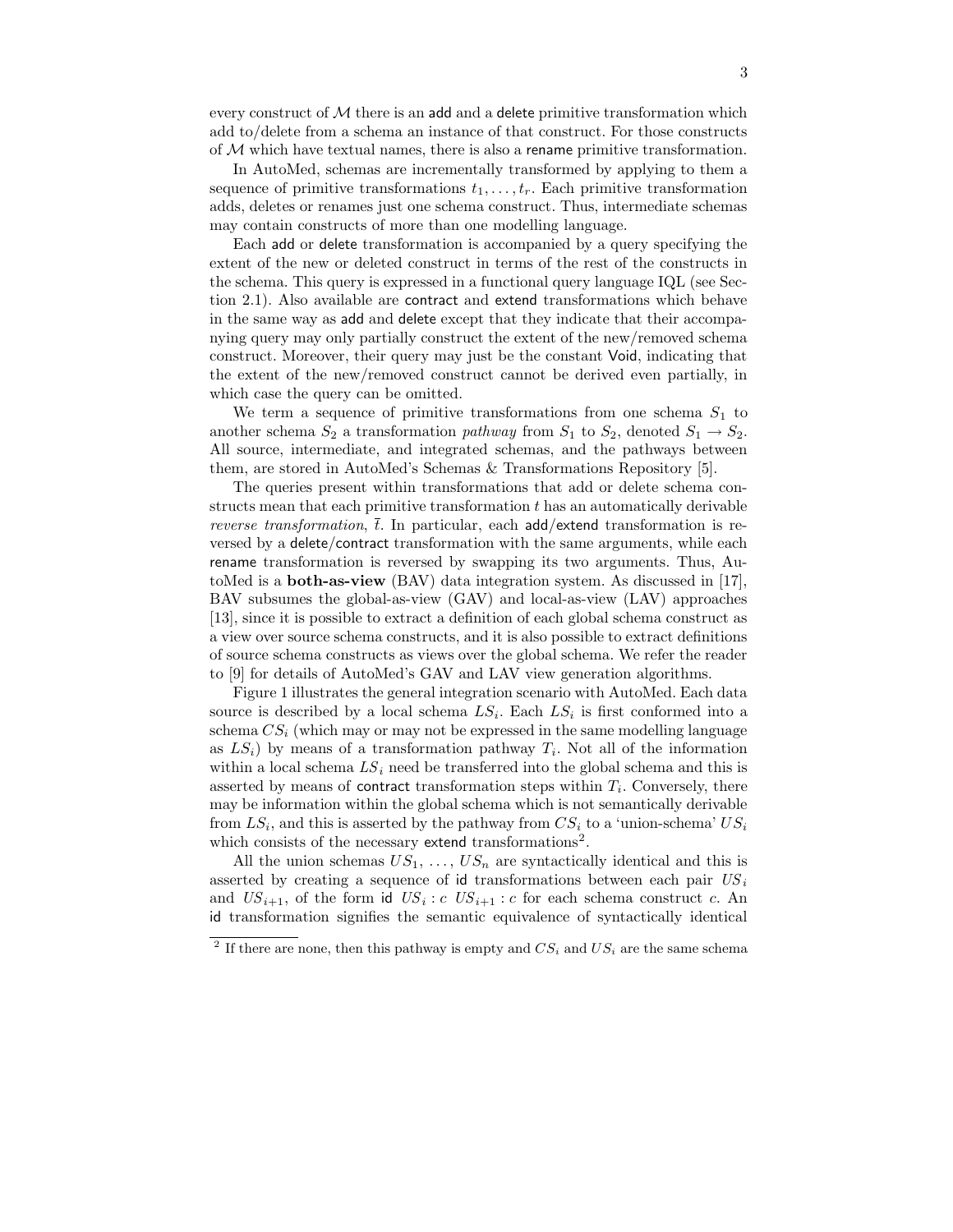every construct of $\mathcal{M}$ there is an add and a delete primitive transformation which add to/delete from a schema an instance of that construct. For those constructs of $\mathcal{M}$ which have textual names, there is also a rename primitive transformation.

In AutoMed, schemas are incrementally transformed by applying to them a sequence of primitive transformations $t_1, \ldots, t_r$. Each primitive transformation adds, deletes or renames just one schema construct. Thus, intermediate schemas may contain constructs of more than one modelling language.

Each add or delete transformation is accompanied by a query specifying the extent of the new or deleted construct in terms of the rest of the constructs in the schema. This query is expressed in a functional query language IQL (see Section 2.1). Also available are contract and extend transformations which behave in the same way as add and delete except that they indicate that their accompanying query may only partially construct the extent of the new/removed schema construct. Moreover, their query may just be the constant Void, indicating that the extent of the new/removed construct cannot be derived even partially, in which case the query can be omitted.

We term a sequence of primitive transformations from one schema $S_1$ to another schema $S_2$ a transformation *pathway* from $S_1$ to $S_2$, denoted $S_1 \rightarrow S_2$. All source, intermediate, and integrated schemas, and the pathways between them, are stored in AutoMed's Schemas & Transformations Repository [5].

The queries present within transformations that add or delete schema constructs mean that each primitive transformation $t$ has an automatically derivable *reverse transformation*, $\bar{t}$. In particular, each add/extend transformation is reversed by a delete/contract transformation with the same arguments, while each rename transformation is reversed by swapping its two arguments. Thus, AutoMed is a **both-as-view** (BAV) data integration system. As discussed in [17], BAV subsumes the global-as-view (GAV) and local-as-view (LAV) approaches [13], since it is possible to extract a definition of each global schema construct as a view over source schema constructs, and it is also possible to extract definitions of source schema constructs as views over the global schema. We refer the reader to [9] for details of AutoMed's GAV and LAV view generation algorithms.

Figure 1 illustrates the general integration scenario with AutoMed. Each data source is described by a local schema $LS_i$. Each $LS_i$ is first conformed into a schema $CS_i$ (which may or may not be expressed in the same modelling language as $LS_i$) by means of a transformation pathway $T_i$. Not all of the information within a local schema $LS_i$ need be transferred into the global schema and this is asserted by means of contract transformation steps within $T_i$. Conversely, there may be information within the global schema which is not semantically derivable from $LS_i$, and this is asserted by the pathway from $CS_i$ to a 'union-schema' $US_i$ which consists of the necessary extend transformations[2].

All the union schemas $US_1, \ldots, US_n$ are syntactically identical and this is asserted by creating a sequence of id transformations between each pair $US_i$ and $US_{i+1}$, of the form id $US_i : c$ $US_{i+1} : c$ for each schema construct $c$. An id transformation signifies the semantic equivalence of syntactically identical

[2] If there are none, then this pathway is empty and $CS_i$ and $US_i$ are the same schema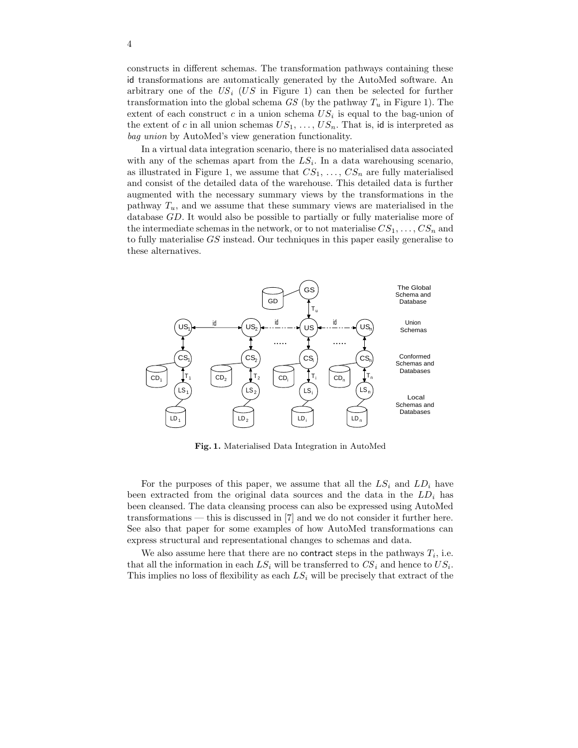constructs in different schemas. The transformation pathways containing these id transformations are automatically generated by the AutoMed software. An arbitrary one of the $US_i$ ($US$ in Figure 1) can then be selected for further transformation into the global schema $GS$ (by the pathway $T_u$ in Figure 1). The extent of each construct $c$ in a union schema $US_i$ is equal to the bag-union of the extent of $c$ in all union schemas $US_1, \ldots, US_n$. That is, id is interpreted as *bag union* by AutoMed's view generation functionality.

In a virtual data integration scenario, there is no materialised data associated with any of the schemas apart from the $LS_i$. In a data warehousing scenario, as illustrated in Figure 1, we assume that $CS_1, \ldots, CS_n$ are fully materialised and consist of the detailed data of the warehouse. This detailed data is further augmented with the necessary summary views by the transformations in the pathway $T_u$, and we assume that these summary views are materialised in the database $GD$. It would also be possible to partially or fully materialise more of the intermediate schemas in the network, or to not materialise $CS_1, \ldots, CS_n$ and to fully materialise $GS$ instead. Our techniques in this paper easily generalise to these alternatives.

**Fig. 1.** Materialised Data Integration in AutoMed

For the purposes of this paper, we assume that all the $LS_i$ and $LD_i$ have been extracted from the original data sources and the data in the $LD_i$ has been cleansed. The data cleansing process can also be expressed using AutoMed transformations — this is discussed in [7] and we do not consider it further here. See also that paper for some examples of how AutoMed transformations can express structural and representational changes to schemas and data.

We also assume here that there are no contract steps in the pathways $T_i$, i.e. that all the information in each $LS_i$ will be transferred to $CS_i$ and hence to $US_i$. This implies no loss of flexibility as each $LS_i$ will be precisely that extract of the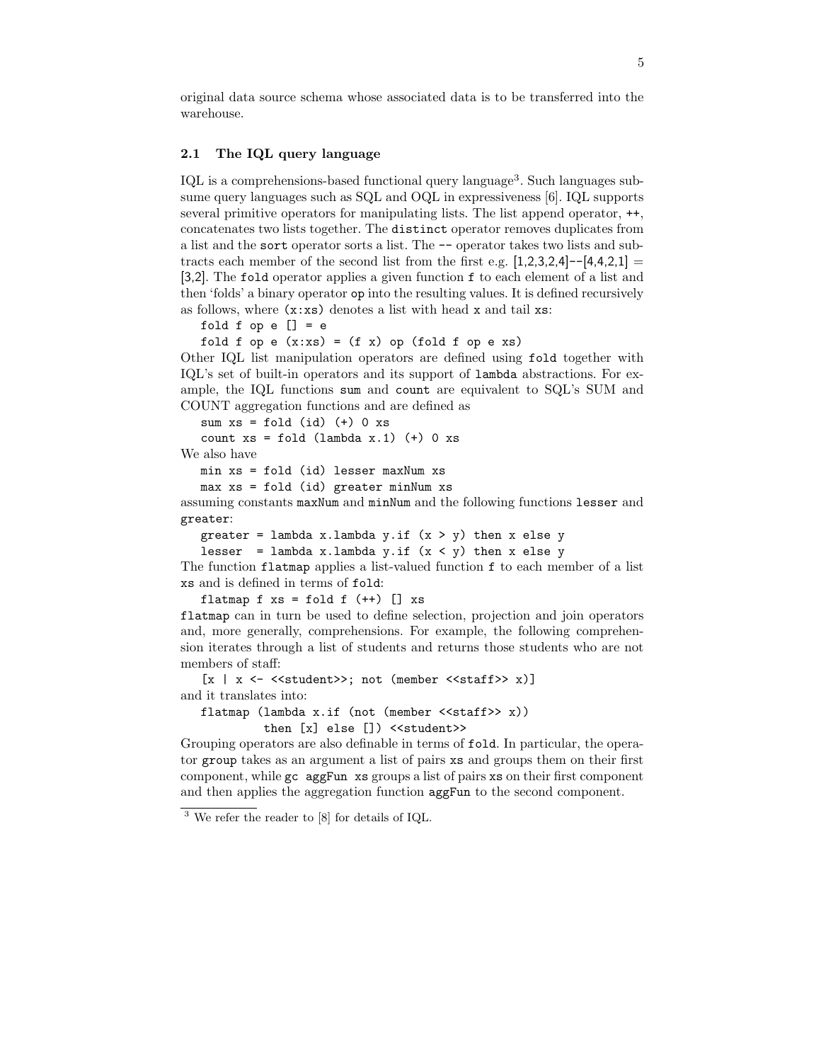original data source schema whose associated data is to be transferred into the warehouse.

### 2.1 The IQL query language

IQL is a comprehensions-based functional query language[3]. Such languages subsume query languages such as SQL and OQL in expressiveness [6]. IQL supports several primitive operators for manipulating lists. The list append operator, `++`, concatenates two lists together. The `distinct` operator removes duplicates from a list and the `sort` operator sorts a list. The `--` operator takes two lists and subtracts each member of the second list from the first e.g. [1,2,3,2,4]--[4,4,2,1] = [3,2]. The `fold` operator applies a given function `f` to each element of a list and then 'folds' a binary operator `op` into the resulting values. It is defined recursively as follows, where `(x:xs)` denotes a list with head `x` and tail `xs`:

```
fold f op e [] = e
fold f op e (x:xs) = (f x) op (fold f op e xs)
```

Other IQL list manipulation operators are defined using `fold` together with IQL's set of built-in operators and its support of `lambda` abstractions. For example, the IQL functions `sum` and `count` are equivalent to SQL's SUM and COUNT aggregation functions and are defined as

```
sum xs = fold (id) (+) 0 xs
count xs = fold (lambda x.1) (+) 0 xs
```

We also have

```
min xs = fold (id) lesser maxNum xs
max xs = fold (id) greater minNum xs
```

assuming constants `maxNum` and `minNum` and the following functions `lesser` and `greater`:

```
greater = lambda x.lambda y.if (x > y) then x else y
lesser  = lambda x.lambda y.if (x < y) then x else y
```

The function `flatmap` applies a list-valued function `f` to each member of a list `xs` and is defined in terms of `fold`:

```
flatmap f xs = fold f (++) [] xs
```

`flatmap` can in turn be used to define selection, projection and join operators and, more generally, comprehensions. For example, the following comprehension iterates through a list of students and returns those students who are not members of staff:

```
[x | x <- <<student>>; not (member <<staff>> x)]
```

and it translates into:

```
flatmap (lambda x.if (not (member <<staff>> x))
            then [x] else []) <<student>>
```

Grouping operators are also definable in terms of `fold`. In particular, the operator `group` takes as an argument a list of pairs `xs` and groups them on their first component, while `gc aggFun xs` groups a list of pairs `xs` on their first component and then applies the aggregation function `aggFun` to the second component.

[3] We refer the reader to [8] for details of IQL.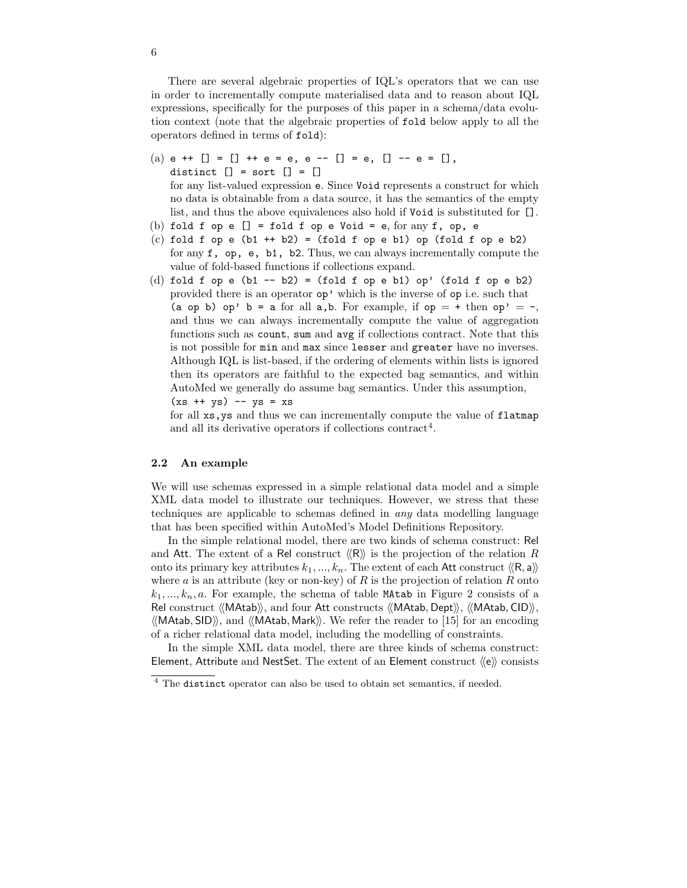There are several algebraic properties of IQL's operators that we can use in order to incrementally compute materialised data and to reason about IQL expressions, specifically for the purposes of this paper in a schema/data evolution context (note that the algebraic properties of `fold` below apply to all the operators defined in terms of `fold`):

(a) `e ++ [] = [] ++ e = e, e -- [] = e, [] -- e = [],`
`distinct [] = sort [] = []`
for any list-valued expression `e`. Since `Void` represents a construct for which no data is obtainable from a data source, it has the semantics of the empty list, and thus the above equivalences also hold if `Void` is substituted for `[]`.

(b) `fold f op e [] = fold f op e Void = e`, for any `f, op, e`

(c) `fold f op e (b1 ++ b2) = (fold f op e b1) op (fold f op e b2)` for any `f, op, e, b1, b2`. Thus, we can always incrementally compute the value of fold-based functions if collections expand.

(d) `fold f op e (b1 -- b2) = (fold f op e b1) op' (fold f op e b2)` provided there is an operator `op'` which is the inverse of `op` i.e. such that `(a op b) op' b = a` for all `a,b`. For example, if `op = +` then `op' = -`, and thus we can always incrementally compute the value of aggregation functions such as `count`, `sum` and `avg` if collections contract. Note that this is not possible for `min` and `max` since `lesser` and `greater` have no inverses. Although IQL is list-based, if the ordering of elements within lists is ignored then its operators are faithful to the expected bag semantics, and within AutoMed we generally do assume bag semantics. Under this assumption,
`(xs ++ ys) -- ys = xs`
for all `xs,ys` and thus we can incrementally compute the value of `flatmap` and all its derivative operators if collections contract[4].

### 2.2 An example

We will use schemas expressed in a simple relational data model and a simple XML data model to illustrate our techniques. However, we stress that these techniques are applicable to schemas defined in *any* data modelling language that has been specified within AutoMed's Model Definitions Repository.

In the simple relational model, there are two kinds of schema construct: Rel and Att. The extent of a Rel construct ⟨⟨R⟩⟩ is the projection of the relation $R$ onto its primary key attributes $k_1, ..., k_n$. The extent of each Att construct ⟨⟨R, a⟩⟩ where $a$ is an attribute (key or non-key) of $R$ is the projection of relation $R$ onto $k_1, ..., k_n, a$. For example, the schema of table `MAtab` in Figure 2 consists of a Rel construct ⟨⟨MAtab⟩⟩, and four Att constructs ⟨⟨MAtab, Dept⟩⟩, ⟨⟨MAtab, CID⟩⟩, ⟨⟨MAtab, SID⟩⟩, and ⟨⟨MAtab, Mark⟩⟩. We refer the reader to [15] for an encoding of a richer relational data model, including the modelling of constraints.

In the simple XML data model, there are three kinds of schema construct: Element, Attribute and NestSet. The extent of an Element construct ⟨⟨e⟩⟩ consists

[4] The `distinct` operator can also be used to obtain set semantics, if needed.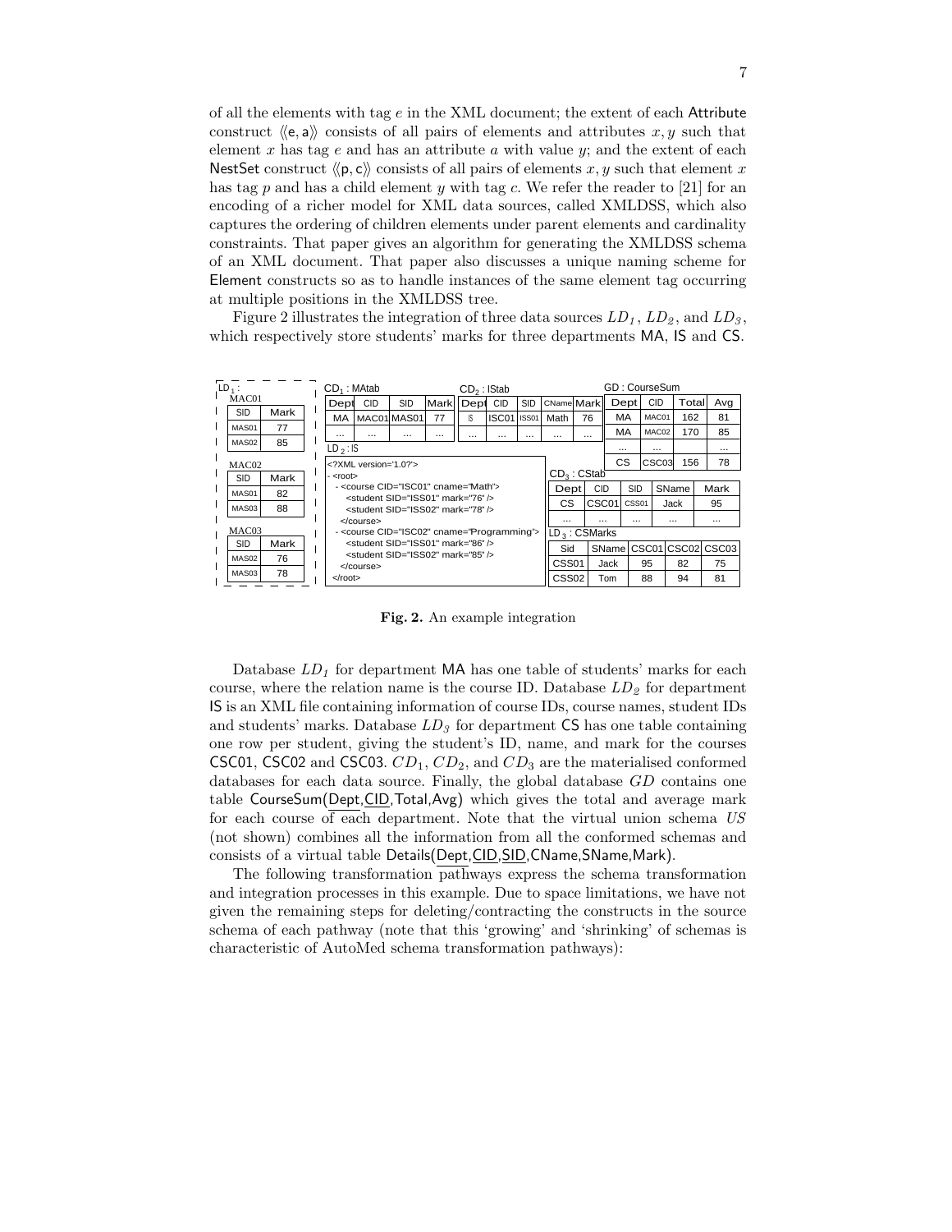of all the elements with tag $e$ in the XML document; the extent of each Attribute construct ⟨⟨e, a⟩⟩ consists of all pairs of elements and attributes $x, y$ such that element $x$ has tag $e$ and has an attribute $a$ with value $y$; and the extent of each NestSet construct ⟨⟨p, c⟩⟩ consists of all pairs of elements $x, y$ such that element $x$ has tag $p$ and has a child element $y$ with tag $c$. We refer the reader to [21] for an encoding of a richer model for XML data sources, called XMLDSS, which also captures the ordering of children elements under parent elements and cardinality constraints. That paper gives an algorithm for generating the XMLDSS schema of an XML document. That paper also discusses a unique naming scheme for Element constructs so as to handle instances of the same element tag occurring at multiple positions in the XMLDSS tree.

Figure 2 illustrates the integration of three data sources $LD_1$, $LD_2$, and $LD_3$, which respectively store students' marks for three departments MA, IS and CS.

$LD_1$:

MAC01

| SID | Mark |
|---|---|
| MAS01 | 77 |
| MAS02 | 85 |

MAC02

| SID | Mark |
|---|---|
| MAS01 | 82 |
| MAS03 | 88 |

MAC03

| SID | Mark |
|---|---|
| MAS02 | 76 |
| MAS03 | 78 |

$CD_1$ : MAtab

| Dept | CID | SID | Mark |
|---|---|---|---|
| MA | MAC01 | MAS01 | 77 |
| ... | ... | ... | ... |

$CD_2$ : IStab

| Dept | CID | SID | CName | Mark |
|---|---|---|---|---|
| IS | ISC01 | ISS01 | Math | 76 |
| ... | ... | ... | ... | ... |

$LD_2$ : IS

```
<?XML version='1.0'?>
- <root>
  - <course CID="ISC01" cname="Math">
      <student SID="ISS01" mark="76" />
      <student SID="ISS02" mark="78" />
    </course>
  - <course CID="ISC02" cname="Programming">
      <student SID="ISS01" mark="86" />
      <student SID="ISS02" mark="85" />
    </course>
  </root>
```

GD : CourseSum

| Dept | CID | Total | Avg |
|---|---|---|---|
| MA | MAC01 | 162 | 81 |
| MA | MAC02 | 170 | 85 |
| ... | ... | | ... |
| CS | CSC03 | 156 | 78 |

$CD_3$ : CStab

| Dept | CID | SID | SName | Mark |
|---|---|---|---|---|
| CS | CSC01 | CSS01 | Jack | 95 |
| ... | ... | ... | ... | ... |

$LD_3$ : CSMarks

| Sid | SName | CSC01 | CSC02 | CSC03 |
|---|---|---|---|---|
| CSS01 | Jack | 95 | 82 | 75 |
| CSS02 | Tom | 88 | 94 | 81 |

**Fig. 2.** An example integration

Database $LD_1$ for department MA has one table of students' marks for each course, where the relation name is the course ID. Database $LD_2$ for department IS is an XML file containing information of course IDs, course names, student IDs and students' marks. Database $LD_3$ for department CS has one table containing one row per student, giving the student's ID, name, and mark for the courses CSC01, CSC02 and CSC03. $CD_1$, $CD_2$, and $CD_3$ are the materialised conformed databases for each data source. Finally, the global database $GD$ contains one table CourseSum(<u>Dept</u>,<u>CID</u>,Total,Avg) which gives the total and average mark for each course of each department. Note that the virtual union schema $US$ (not shown) combines all the information from all the conformed schemas and consists of a virtual table Details(<u>Dept</u>,<u>CID</u>,<u>SID</u>,CName,SName,Mark).

The following transformation pathways express the schema transformation and integration processes in this example. Due to space limitations, we have not given the remaining steps for deleting/contracting the constructs in the source schema of each pathway (note that this 'growing' and 'shrinking' of schemas is characteristic of AutoMed schema transformation pathways):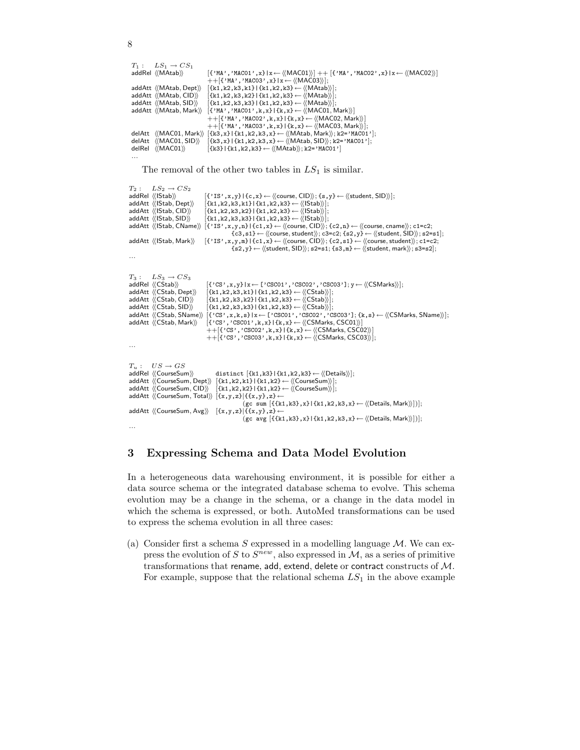```
T1 :   LS1 → CS1
addRel ⟨⟨MAtab⟩⟩           [{'MA','MAC01',x}|x ← ⟨⟨MAC01⟩⟩] ++ [{'MA','MAC02',x}|x ← ⟨⟨MAC02⟩⟩]
                           ++[{'MA','MAC03',x}|x ← ⟨⟨MAC03⟩⟩];
addAtt ⟨⟨MAtab, Dept⟩⟩     [{k1,k2,k3,k1}|{k1,k2,k3} ← ⟨⟨MAtab⟩⟩];
addAtt ⟨⟨MAtab, CID⟩⟩      [{k1,k2,k3,k2}|{k1,k2,k3} ← ⟨⟨MAtab⟩⟩];
addAtt ⟨⟨MAtab, SID⟩⟩      [{k1,k2,k3,k3}|{k1,k2,k3} ← ⟨⟨MAtab⟩⟩];
addAtt ⟨⟨MAtab, Mark⟩⟩     [{'MA','MAC01',k,x}|{k,x} ← ⟨⟨MAC01, Mark⟩⟩]
                           ++[{'MA','MAC02',k,x}|{k,x} ← ⟨⟨MAC02, Mark⟩⟩]
                           ++[{'MA','MAC03',k,x}|{k,x} ← ⟨⟨MAC03, Mark⟩⟩];
delAtt ⟨⟨MAC01, Mark⟩⟩     [{k3,x}|{k1,k2,k3,x} ← ⟨⟨MAtab, Mark⟩⟩; k2='MAC01'];
delAtt ⟨⟨MAC01, SID⟩⟩      [{k3,x}|{k1,k2,k3,x} ← ⟨⟨MAtab, SID⟩⟩; k2='MAC01'];
delRel ⟨⟨MAC01⟩⟩           [{k3}|{k1,k2,k3} ← ⟨⟨MAtab⟩⟩; k2='MAC01']
...
```

The removal of the other two tables in $LS_1$ is similar.

```
T2 :   LS2 → CS2
addRel ⟨⟨IStab⟩⟩           [{'IS',x,y}|{c,x} ← ⟨⟨course, CID⟩⟩; {s,y} ← ⟨⟨student, SID⟩⟩];
addAtt ⟨⟨IStab, Dept⟩⟩     [{k1,k2,k3,k1}|{k1,k2,k3} ← ⟨⟨IStab⟩⟩];
addAtt ⟨⟨IStab, CID⟩⟩      [{k1,k2,k3,k2}|{k1,k2,k3} ← ⟨⟨IStab⟩⟩];
addAtt ⟨⟨IStab, SID⟩⟩      [{k1,k2,k3,k3}|{k1,k2,k3} ← ⟨⟨IStab⟩⟩];
addAtt ⟨⟨IStab, CName⟩⟩    [{'IS',x,y,n}|{c1,x} ← ⟨⟨course, CID⟩⟩; {c2,n} ← ⟨⟨course, cname⟩⟩; c1=c2;
                                {c3,s1} ← ⟨⟨course, student⟩⟩; c3=c2; {s2,y} ← ⟨⟨student, SID⟩⟩; s2=s1];
addAtt ⟨⟨IStab, Mark⟩⟩     [{'IS',x,y,m}|{c1,x} ← ⟨⟨course, CID⟩⟩; {c2,s1} ← ⟨⟨course, student⟩⟩; c1=c2;
                                {s2,y} ← ⟨⟨student, SID⟩⟩; s2=s1; {s3,m} ← ⟨⟨student, mark⟩⟩; s3=s2];
...
```

```
T3 :   LS3 → CS3
addRel ⟨⟨CStab⟩⟩           [{'CS',x,y}|x ← ['CSC01','CSC02','CSC03']; y ← ⟨⟨CSMarks⟩⟩];
addAtt ⟨⟨CStab, Dept⟩⟩     [{k1,k2,k3,k1}|{k1,k2,k3} ← ⟨⟨CStab⟩⟩];
addAtt ⟨⟨CStab, CID⟩⟩      [{k1,k2,k3,k2}|{k1,k2,k3} ← ⟨⟨CStab⟩⟩];
addAtt ⟨⟨CStab, SID⟩⟩      [{k1,k2,k3,k3}|{k1,k2,k3} ← ⟨⟨CStab⟩⟩];
addAtt ⟨⟨CStab, SName⟩⟩    [{'CS',x,k,s}|x ← ['CSC01','CSC02','CSC03']; {k,s} ← ⟨⟨CSMarks, SName⟩⟩];
addAtt ⟨⟨CStab, Mark⟩⟩     [{'CS','CSC01',k,x}|{k,x} ← ⟨⟨CSMarks, CSC01⟩⟩]
                           ++[{'CS','CSC02',k,x}|{k,x} ← ⟨⟨CSMarks, CSC02⟩⟩]
                           ++[{'CS','CSC03',k,x}|{k,x} ← ⟨⟨CSMarks, CSC03⟩⟩];
...
```

```
Tu :   US → GS
addRel ⟨⟨CourseSum⟩⟩          distinct [{k1,k3}|{k1,k2,k3} ← ⟨⟨Details⟩⟩];
addAtt ⟨⟨CourseSum, Dept⟩⟩    [{k1,k2,k1}|{k1,k2} ← ⟨⟨CourseSum⟩⟩];
addAtt ⟨⟨CourseSum, CID⟩⟩     [{k1,k2,k2}|{k1,k2} ← ⟨⟨CourseSum⟩⟩];
addAtt ⟨⟨CourseSum, Total⟩⟩   [{x,y,z}|{{x,y},z} ←
                                  (gc sum [{{k1,k3},x}|{k1,k2,k3,x} ← ⟨⟨Details, Mark⟩⟩])];
addAtt ⟨⟨CourseSum, Avg⟩⟩     [{x,y,z}|{{x,y},z} ←
                                  (gc avg [{{k1,k3},x}|{k1,k2,k3,x} ← ⟨⟨Details, Mark⟩⟩])];
...
```

## 3 Expressing Schema and Data Model Evolution

In a heterogeneous data warehousing environment, it is possible for either a data source schema or the integrated database schema to evolve. This schema evolution may be a change in the schema, or a change in the data model in which the schema is expressed, or both. AutoMed transformations can be used to express the schema evolution in all three cases:

(a) Consider first a schema $S$ expressed in a modelling language $\mathcal{M}$. We can express the evolution of $S$ to $S^{new}$, also expressed in $\mathcal{M}$, as a series of primitive transformations that rename, add, extend, delete or contract constructs of $\mathcal{M}$. For example, suppose that the relational schema $LS_1$ in the above example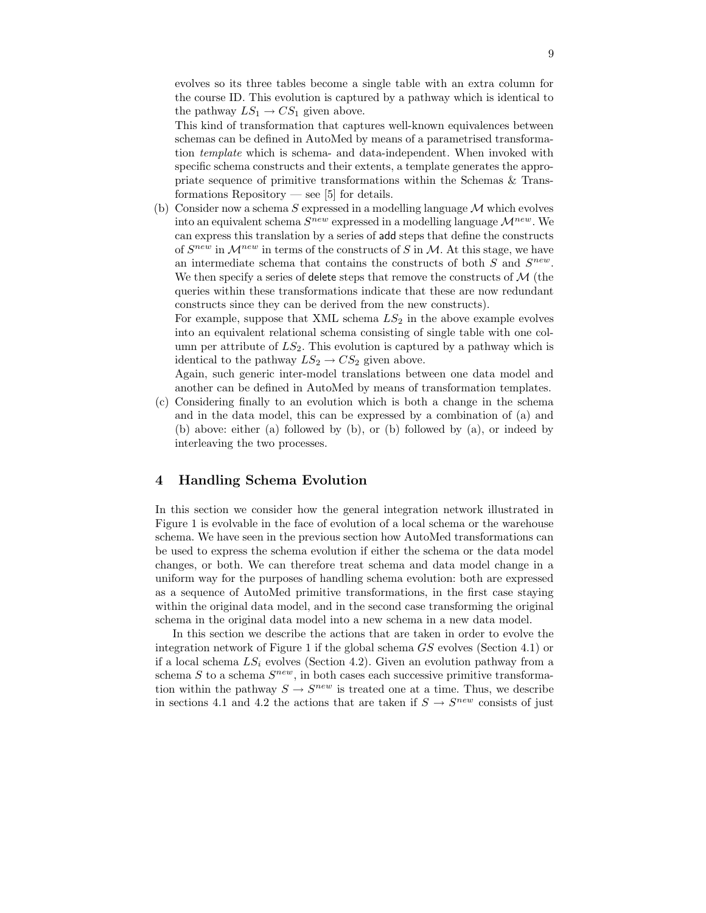evolves so its three tables become a single table with an extra column for the course ID. This evolution is captured by a pathway which is identical to the pathway $LS_1 \rightarrow CS_1$ given above.

This kind of transformation that captures well-known equivalences between schemas can be defined in AutoMed by means of a parametrised transformation *template* which is schema- and data-independent. When invoked with specific schema constructs and their extents, a template generates the appropriate sequence of primitive transformations within the Schemas & Transformations Repository — see [5] for details.

(b) Consider now a schema $S$ expressed in a modelling language $\mathcal{M}$ which evolves into an equivalent schema $S^{new}$ expressed in a modelling language $\mathcal{M}^{new}$. We can express this translation by a series of add steps that define the constructs of $S^{new}$ in $\mathcal{M}^{new}$ in terms of the constructs of $S$ in $\mathcal{M}$. At this stage, we have an intermediate schema that contains the constructs of both $S$ and $S^{new}$. We then specify a series of delete steps that remove the constructs of $\mathcal{M}$ (the queries within these transformations indicate that these are now redundant constructs since they can be derived from the new constructs).

For example, suppose that XML schema $LS_2$ in the above example evolves into an equivalent relational schema consisting of single table with one column per attribute of $LS_2$. This evolution is captured by a pathway which is identical to the pathway $LS_2 \rightarrow CS_2$ given above.

Again, such generic inter-model translations between one data model and another can be defined in AutoMed by means of transformation templates.

(c) Considering finally to an evolution which is both a change in the schema and in the data model, this can be expressed by a combination of (a) and (b) above: either (a) followed by (b), or (b) followed by (a), or indeed by interleaving the two processes.

## 4 Handling Schema Evolution

In this section we consider how the general integration network illustrated in Figure 1 is evolvable in the face of evolution of a local schema or the warehouse schema. We have seen in the previous section how AutoMed transformations can be used to express the schema evolution if either the schema or the data model changes, or both. We can therefore treat schema and data model change in a uniform way for the purposes of handling schema evolution: both are expressed as a sequence of AutoMed primitive transformations, in the first case staying within the original data model, and in the second case transforming the original schema in the original data model into a new schema in a new data model.

In this section we describe the actions that are taken in order to evolve the integration network of Figure 1 if the global schema $GS$ evolves (Section 4.1) or if a local schema $LS_i$ evolves (Section 4.2). Given an evolution pathway from a schema $S$ to a schema $S^{new}$, in both cases each successive primitive transformation within the pathway $S \rightarrow S^{new}$ is treated one at a time. Thus, we describe in sections 4.1 and 4.2 the actions that are taken if $S \rightarrow S^{new}$ consists of just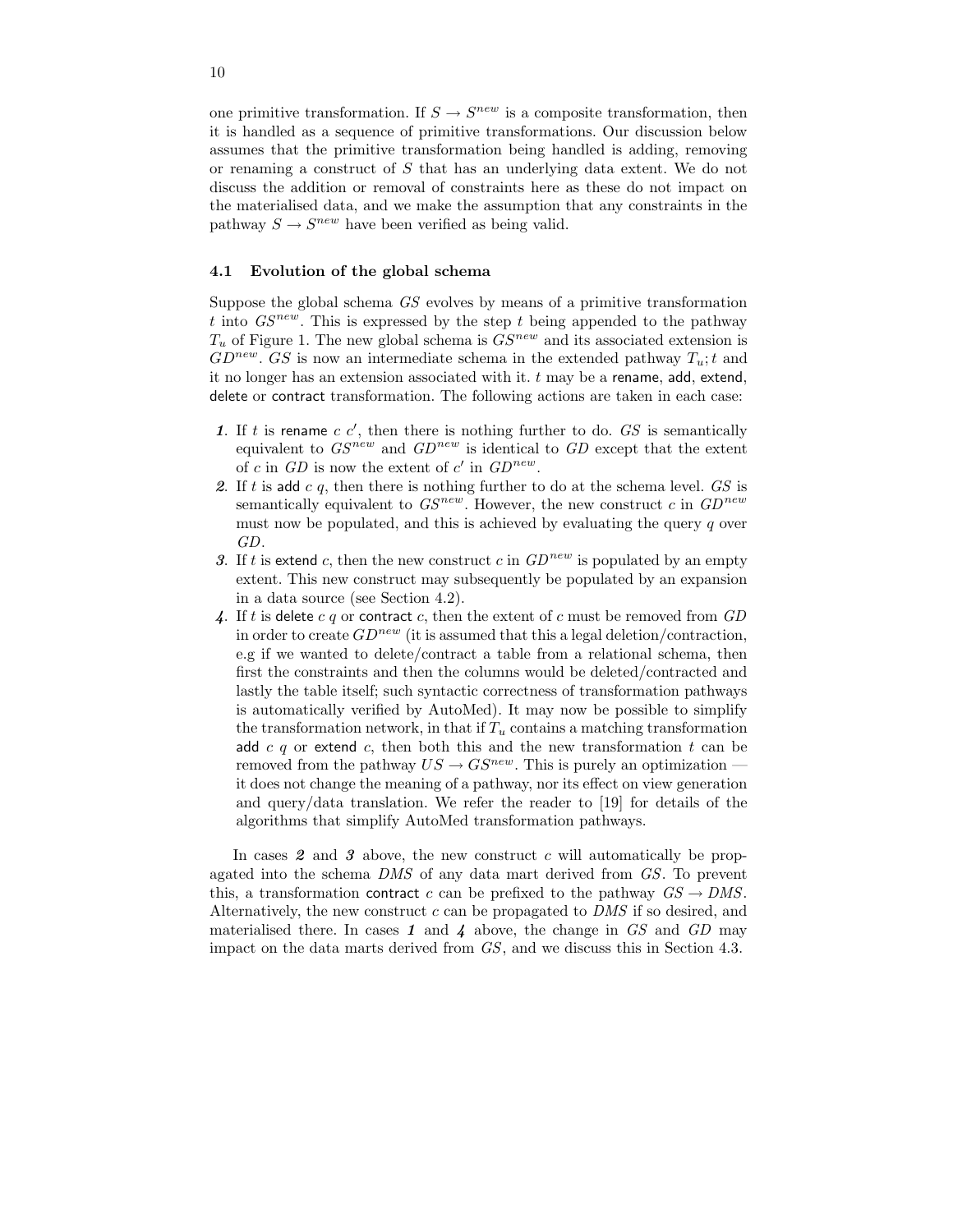one primitive transformation. If $S \rightarrow S^{new}$ is a composite transformation, then it is handled as a sequence of primitive transformations. Our discussion below assumes that the primitive transformation being handled is adding, removing or renaming a construct of $S$ that has an underlying data extent. We do not discuss the addition or removal of constraints here as these do not impact on the materialised data, and we make the assumption that any constraints in the pathway $S \rightarrow S^{new}$ have been verified as being valid.

### 4.1 Evolution of the global schema

Suppose the global schema $GS$ evolves by means of a primitive transformation $t$ into $GS^{new}$. This is expressed by the step $t$ being appended to the pathway $T_u$ of Figure 1. The new global schema is $GS^{new}$ and its associated extension is $GD^{new}$. $GS$ is now an intermediate schema in the extended pathway $T_u; t$ and it no longer has an extension associated with it. $t$ may be a rename, add, extend, delete or contract transformation. The following actions are taken in each case:

1. If $t$ is rename $c$ $c'$, then there is nothing further to do. $GS$ is semantically equivalent to $GS^{new}$ and $GD^{new}$ is identical to $GD$ except that the extent of $c$ in $GD$ is now the extent of $c'$ in $GD^{new}$.
2. If $t$ is add $c$ $q$, then there is nothing further to do at the schema level. $GS$ is semantically equivalent to $GS^{new}$. However, the new construct $c$ in $GD^{new}$ must now be populated, and this is achieved by evaluating the query $q$ over $GD$.
3. If $t$ is extend $c$, then the new construct $c$ in $GD^{new}$ is populated by an empty extent. This new construct may subsequently be populated by an expansion in a data source (see Section 4.2).
4. If $t$ is delete $c$ $q$ or contract $c$, then the extent of $c$ must be removed from $GD$ in order to create $GD^{new}$ (it is assumed that this a legal deletion/contraction, e.g if we wanted to delete/contract a table from a relational schema, then first the constraints and then the columns would be deleted/contracted and lastly the table itself; such syntactic correctness of transformation pathways is automatically verified by AutoMed). It may now be possible to simplify the transformation network, in that if $T_u$ contains a matching transformation add $c$ $q$ or extend $c$, then both this and the new transformation $t$ can be removed from the pathway $US \rightarrow GS^{new}$. This is purely an optimization — it does not change the meaning of a pathway, nor its effect on view generation and query/data translation. We refer the reader to [19] for details of the algorithms that simplify AutoMed transformation pathways.

In cases *2* and *3* above, the new construct $c$ will automatically be propagated into the schema $DMS$ of any data mart derived from $GS$. To prevent this, a transformation contract $c$ can be prefixed to the pathway $GS \rightarrow DMS$. Alternatively, the new construct $c$ can be propagated to $DMS$ if so desired, and materialised there. In cases *1* and *4* above, the change in $GS$ and $GD$ may impact on the data marts derived from $GS$, and we discuss this in Section 4.3.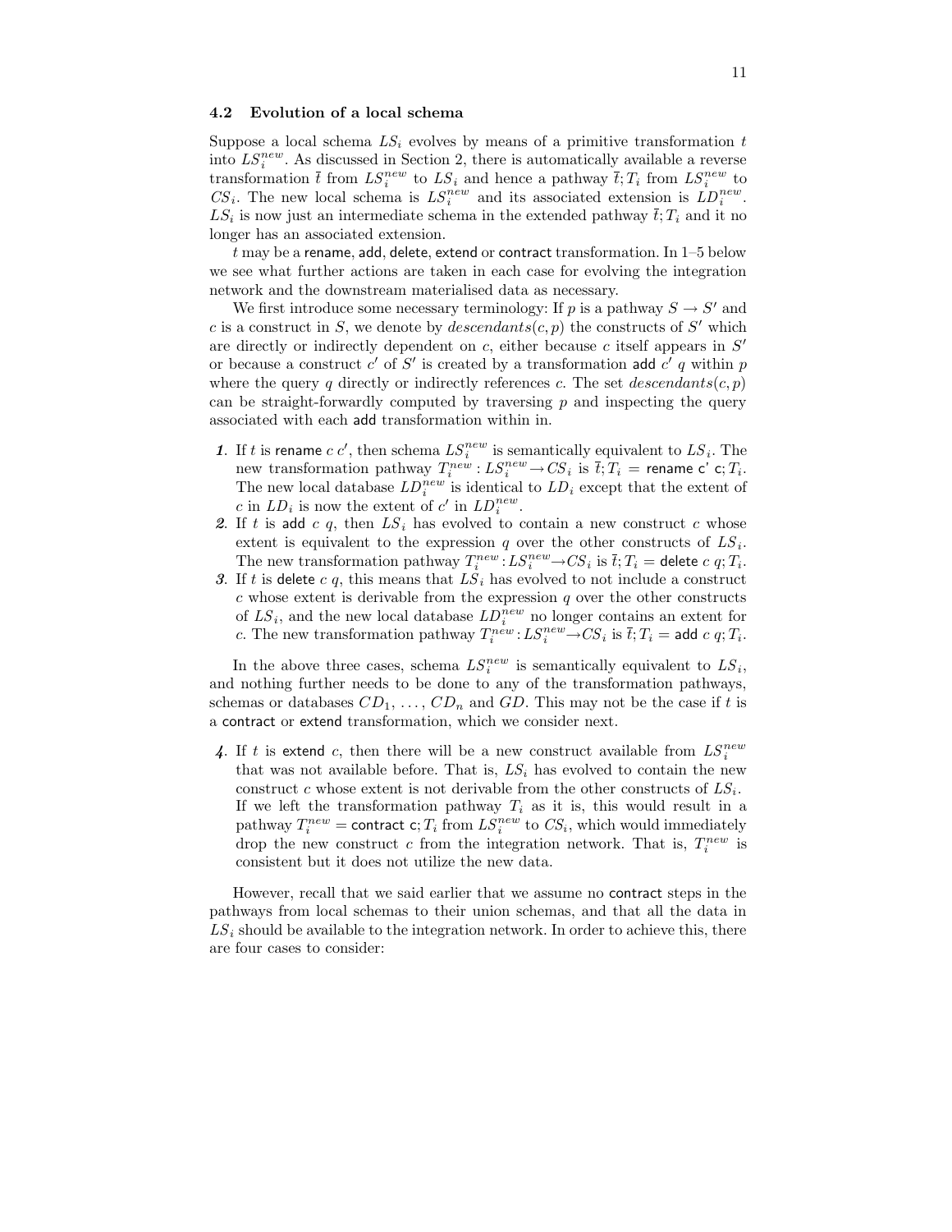### 4.2 Evolution of a local schema

Suppose a local schema $LS_i$ evolves by means of a primitive transformation $t$ into $LS_i^{new}$. As discussed in Section 2, there is automatically available a reverse transformation $\bar{t}$ from $LS_i^{new}$ to $LS_i$ and hence a pathway $\bar{t}; T_i$ from $LS_i^{new}$ to $CS_i$. The new local schema is $LS_i^{new}$ and its associated extension is $LD_i^{new}$. $LS_i$ is now just an intermediate schema in the extended pathway $\bar{t}; T_i$ and it no longer has an associated extension.

$t$ may be a rename, add, delete, extend or contract transformation. In 1–5 below we see what further actions are taken in each case for evolving the integration network and the downstream materialised data as necessary.

We first introduce some necessary terminology: If $p$ is a pathway $S \rightarrow S'$ and $c$ is a construct in $S$, we denote by $descendants(c, p)$ the constructs of $S'$ which are directly or indirectly dependent on $c$, either because $c$ itself appears in $S'$ or because a construct $c'$ of $S'$ is created by a transformation add $c'$ $q$ within $p$ where the query $q$ directly or indirectly references $c$. The set $descendants(c, p)$ can be straight-forwardly computed by traversing $p$ and inspecting the query associated with each add transformation within in.

1. If $t$ is rename $c$ $c'$, then schema $LS_i^{new}$ is semantically equivalent to $LS_i$. The new transformation pathway $T_i^{new} : LS_i^{new} \rightarrow CS_i$ is $\bar{t}; T_i$ = rename c' c; $T_i$. The new local database $LD_i^{new}$ is identical to $LD_i$ except that the extent of $c$ in $LD_i$ is now the extent of $c'$ in $LD_i^{new}$.
2. If $t$ is add $c$ $q$, then $LS_i$ has evolved to contain a new construct $c$ whose extent is equivalent to the expression $q$ over the other constructs of $LS_i$. The new transformation pathway $T_i^{new} : LS_i^{new} \rightarrow CS_i$ is $\bar{t}; T_i$ = delete $c$ $q$; $T_i$.
3. If $t$ is delete $c$ $q$, this means that $LS_i$ has evolved to not include a construct $c$ whose extent is derivable from the expression $q$ over the other constructs of $LS_i$, and the new local database $LD_i^{new}$ no longer contains an extent for $c$. The new transformation pathway $T_i^{new} : LS_i^{new} \rightarrow CS_i$ is $\bar{t}; T_i$ = add $c$ $q$; $T_i$.

In the above three cases, schema $LS_i^{new}$ is semantically equivalent to $LS_i$, and nothing further needs to be done to any of the transformation pathways, schemas or databases $CD_1, \ldots, CD_n$ and $GD$. This may not be the case if $t$ is a contract or extend transformation, which we consider next.

4. If $t$ is extend $c$, then there will be a new construct available from $LS_i^{new}$ that was not available before. That is, $LS_i$ has evolved to contain the new construct $c$ whose extent is not derivable from the other constructs of $LS_i$. If we left the transformation pathway $T_i$ as it is, this would result in a pathway $T_i^{new}$ = contract c; $T_i$ from $LS_i^{new}$ to $CS_i$, which would immediately drop the new construct $c$ from the integration network. That is, $T_i^{new}$ is consistent but it does not utilize the new data.

However, recall that we said earlier that we assume no contract steps in the pathways from local schemas to their union schemas, and that all the data in $LS_i$ should be available to the integration network. In order to achieve this, there are four cases to consider: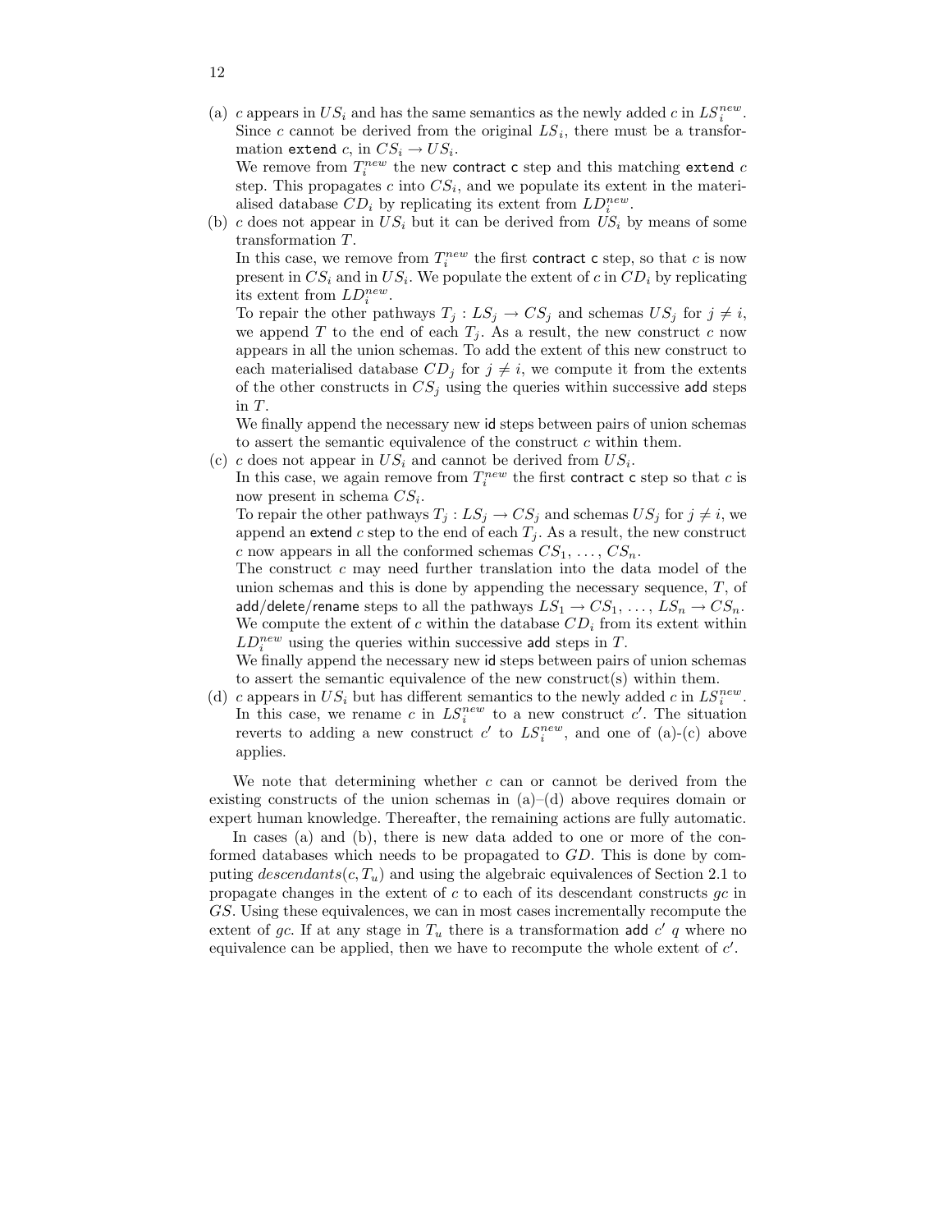(a) $c$ appears in $US_i$ and has the same semantics as the newly added $c$ in $LS_i^{new}$. Since $c$ cannot be derived from the original $LS_i$, there must be a transformation `extend` $c$, in $CS_i \rightarrow US_i$.
We remove from $T_i^{new}$ the new `contract c` step and this matching `extend` $c$ step. This propagates $c$ into $CS_i$, and we populate its extent in the materialised database $CD_i$ by replicating its extent from $LD_i^{new}$.

(b) $c$ does not appear in $US_i$ but it can be derived from $US_i$ by means of some transformation $T$.
In this case, we remove from $T_i^{new}$ the first `contract c` step, so that $c$ is now present in $CS_i$ and in $US_i$. We populate the extent of $c$ in $CD_i$ by replicating its extent from $LD_i^{new}$.
To repair the other pathways $T_j : LS_j \rightarrow CS_j$ and schemas $US_j$ for $j \neq i$, we append $T$ to the end of each $T_j$. As a result, the new construct $c$ now appears in all the union schemas. To add the extent of this new construct to each materialised database $CD_j$ for $j \neq i$, we compute it from the extents of the other constructs in $CS_j$ using the queries within successive `add` steps in $T$.
We finally append the necessary new `id` steps between pairs of union schemas to assert the semantic equivalence of the construct $c$ within them.

(c) $c$ does not appear in $US_i$ and cannot be derived from $US_i$.
In this case, we again remove from $T_i^{new}$ the first `contract c` step so that $c$ is now present in schema $CS_i$.
To repair the other pathways $T_j : LS_j \rightarrow CS_j$ and schemas $US_j$ for $j \neq i$, we append an `extend` $c$ step to the end of each $T_j$. As a result, the new construct $c$ now appears in all the conformed schemas $CS_1, \ldots, CS_n$.
The construct $c$ may need further translation into the data model of the union schemas and this is done by appending the necessary sequence, $T$, of `add`/`delete`/`rename` steps to all the pathways $LS_1 \rightarrow CS_1, \ldots, LS_n \rightarrow CS_n$. We compute the extent of $c$ within the database $CD_i$ from its extent within $LD_i^{new}$ using the queries within successive `add` steps in $T$.
We finally append the necessary new `id` steps between pairs of union schemas to assert the semantic equivalence of the new construct(s) within them.

(d) $c$ appears in $US_i$ but has different semantics to the newly added $c$ in $LS_i^{new}$. In this case, we rename $c$ in $LS_i^{new}$ to a new construct $c'$. The situation reverts to adding a new construct $c'$ to $LS_i^{new}$, and one of (a)-(c) above applies.

We note that determining whether $c$ can or cannot be derived from the existing constructs of the union schemas in (a)–(d) above requires domain or expert human knowledge. Thereafter, the remaining actions are fully automatic.

In cases (a) and (b), there is new data added to one or more of the conformed databases which needs to be propagated to $GD$. This is done by computing $descendants(c, T_u)$ and using the algebraic equivalences of Section 2.1 to propagate changes in the extent of $c$ to each of its descendant constructs $gc$ in $GS$. Using these equivalences, we can in most cases incrementally recompute the extent of $gc$. If at any stage in $T_u$ there is a transformation `add` $c'$ $q$ where no equivalence can be applied, then we have to recompute the whole extent of $c'$.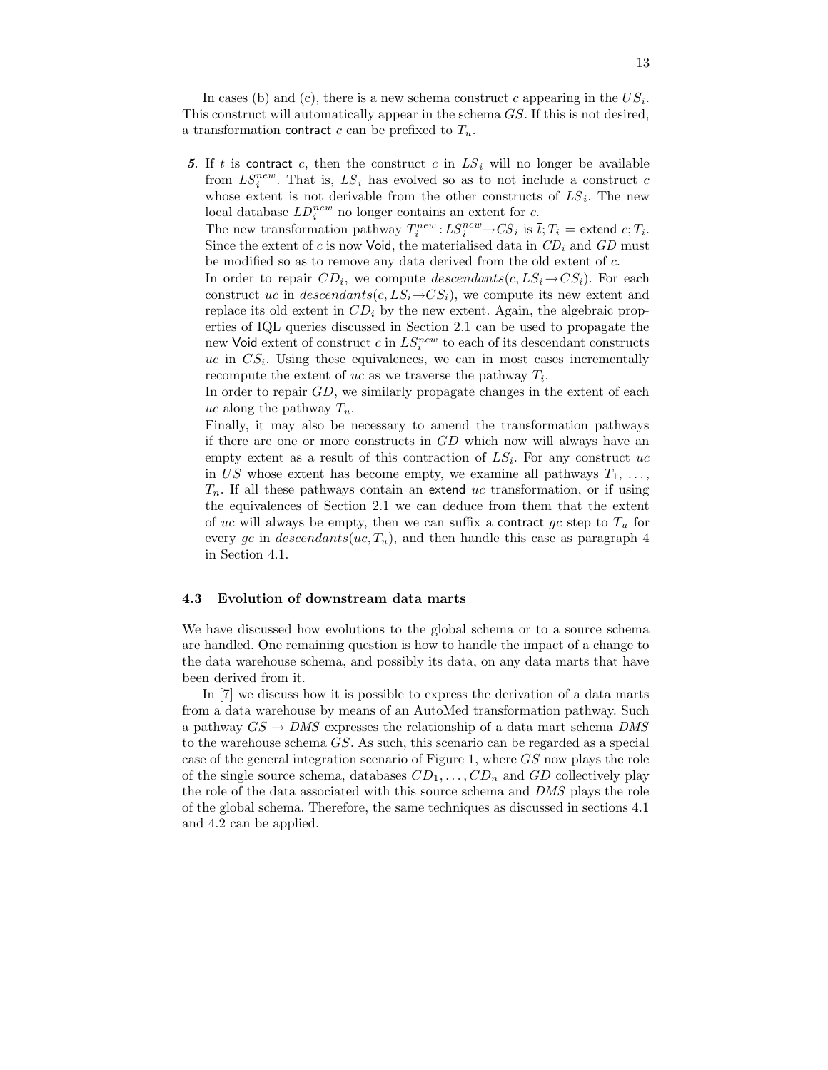In cases (b) and (c), there is a new schema construct $c$ appearing in the $US_i$. This construct will automatically appear in the schema $GS$. If this is not desired, a transformation contract $c$ can be prefixed to $T_u$.

***5***. If $t$ is contract $c$, then the construct $c$ in $LS_i$ will no longer be available from $LS_i^{new}$. That is, $LS_i$ has evolved so as to not include a construct $c$ whose extent is not derivable from the other constructs of $LS_i$. The new local database $LD_i^{new}$ no longer contains an extent for $c$.
The new transformation pathway $T_i^{new} : LS_i^{new} \rightarrow CS_i$ is $\bar{t}; T_i =$ extend $c; T_i$. Since the extent of $c$ is now Void, the materialised data in $CD_i$ and $GD$ must be modified so as to remove any data derived from the old extent of $c$.
In order to repair $CD_i$, we compute $descendants(c, LS_i \rightarrow CS_i)$. For each construct $uc$ in $descendants(c, LS_i \rightarrow CS_i)$, we compute its new extent and replace its old extent in $CD_i$ by the new extent. Again, the algebraic properties of IQL queries discussed in Section 2.1 can be used to propagate the new Void extent of construct $c$ in $LS_i^{new}$ to each of its descendant constructs $uc$ in $CS_i$. Using these equivalences, we can in most cases incrementally recompute the extent of $uc$ as we traverse the pathway $T_i$.
In order to repair $GD$, we similarly propagate changes in the extent of each $uc$ along the pathway $T_u$.
Finally, it may also be necessary to amend the transformation pathways if there are one or more constructs in $GD$ which now will always have an empty extent as a result of this contraction of $LS_i$. For any construct $uc$ in $US$ whose extent has become empty, we examine all pathways $T_1, \ldots, T_n$. If all these pathways contain an extend $uc$ transformation, or if using the equivalences of Section 2.1 we can deduce from them that the extent of $uc$ will always be empty, then we can suffix a contract $gc$ step to $T_u$ for every $gc$ in $descendants(uc, T_u)$, and then handle this case as paragraph 4 in Section 4.1.

### 4.3 Evolution of downstream data marts

We have discussed how evolutions to the global schema or to a source schema are handled. One remaining question is how to handle the impact of a change to the data warehouse schema, and possibly its data, on any data marts that have been derived from it.

In [7] we discuss how it is possible to express the derivation of a data marts from a data warehouse by means of an AutoMed transformation pathway. Such a pathway $GS \rightarrow DMS$ expresses the relationship of a data mart schema $DMS$ to the warehouse schema $GS$. As such, this scenario can be regarded as a special case of the general integration scenario of Figure 1, where $GS$ now plays the role of the single source schema, databases $CD_1, \ldots, CD_n$ and $GD$ collectively play the role of the data associated with this source schema and $DMS$ plays the role of the global schema. Therefore, the same techniques as discussed in sections 4.1 and 4.2 can be applied.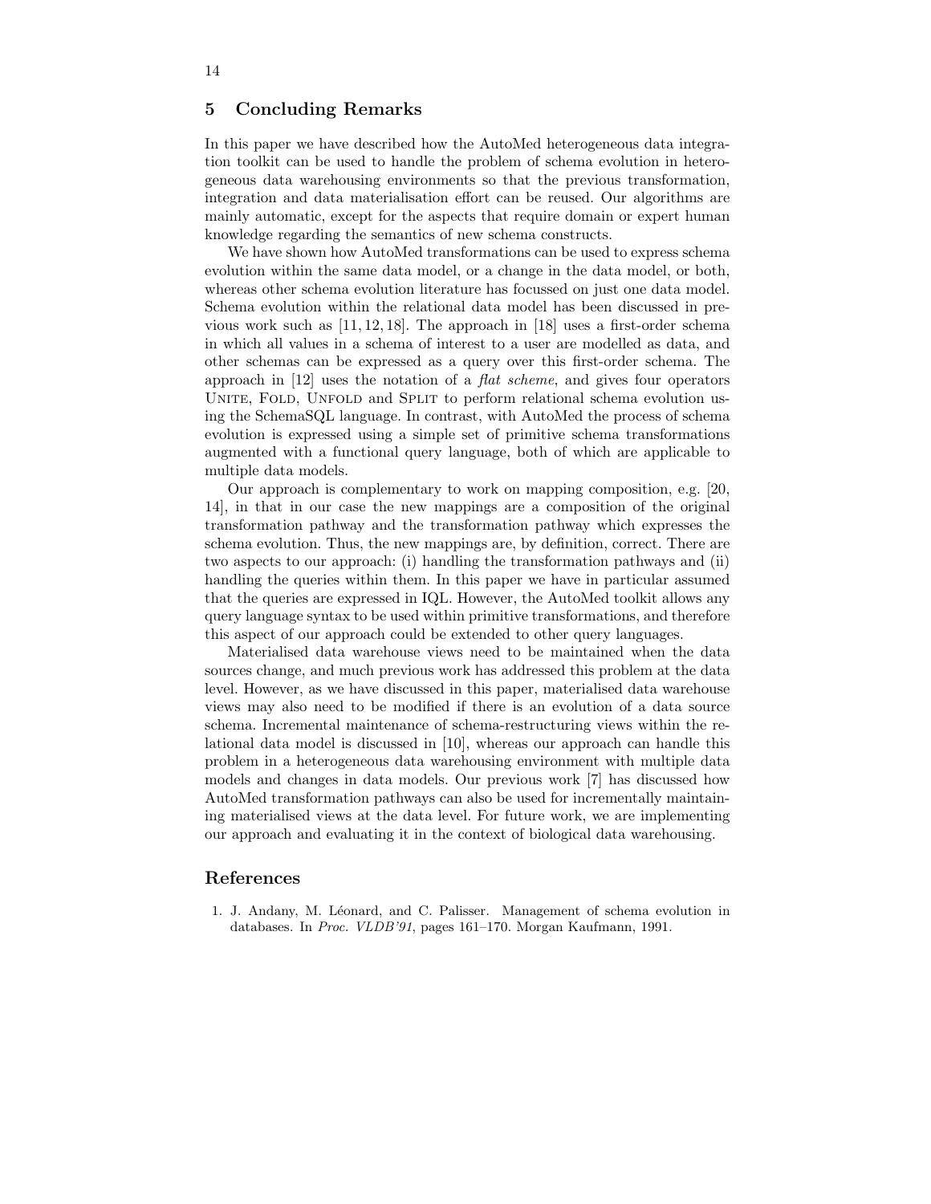## 5 Concluding Remarks

In this paper we have described how the AutoMed heterogeneous data integration toolkit can be used to handle the problem of schema evolution in heterogeneous data warehousing environments so that the previous transformation, integration and data materialisation effort can be reused. Our algorithms are mainly automatic, except for the aspects that require domain or expert human knowledge regarding the semantics of new schema constructs.

We have shown how AutoMed transformations can be used to express schema evolution within the same data model, or a change in the data model, or both, whereas other schema evolution literature has focussed on just one data model. Schema evolution within the relational data model has been discussed in previous work such as [11, 12, 18]. The approach in [18] uses a first-order schema in which all values in a schema of interest to a user are modelled as data, and other schemas can be expressed as a query over this first-order schema. The approach in [12] uses the notation of a *flat scheme*, and gives four operators UNITE, FOLD, UNFOLD and SPLIT to perform relational schema evolution using the SchemaSQL language. In contrast, with AutoMed the process of schema evolution is expressed using a simple set of primitive schema transformations augmented with a functional query language, both of which are applicable to multiple data models.

Our approach is complementary to work on mapping composition, e.g. [20, 14], in that in our case the new mappings are a composition of the original transformation pathway and the transformation pathway which expresses the schema evolution. Thus, the new mappings are, by definition, correct. There are two aspects to our approach: (i) handling the transformation pathways and (ii) handling the queries within them. In this paper we have in particular assumed that the queries are expressed in IQL. However, the AutoMed toolkit allows any query language syntax to be used within primitive transformations, and therefore this aspect of our approach could be extended to other query languages.

Materialised data warehouse views need to be maintained when the data sources change, and much previous work has addressed this problem at the data level. However, as we have discussed in this paper, materialised data warehouse views may also need to be modified if there is an evolution of a data source schema. Incremental maintenance of schema-restructuring views within the relational data model is discussed in [10], whereas our approach can handle this problem in a heterogeneous data warehousing environment with multiple data models and changes in data models. Our previous work [7] has discussed how AutoMed transformation pathways can also be used for incrementally maintaining materialised views at the data level. For future work, we are implementing our approach and evaluating it in the context of biological data warehousing.

## References

1. J. Andany, M. Léonard, and C. Palisser. Management of schema evolution in databases. In *Proc. VLDB'91*, pages 161–170. Morgan Kaufmann, 1991.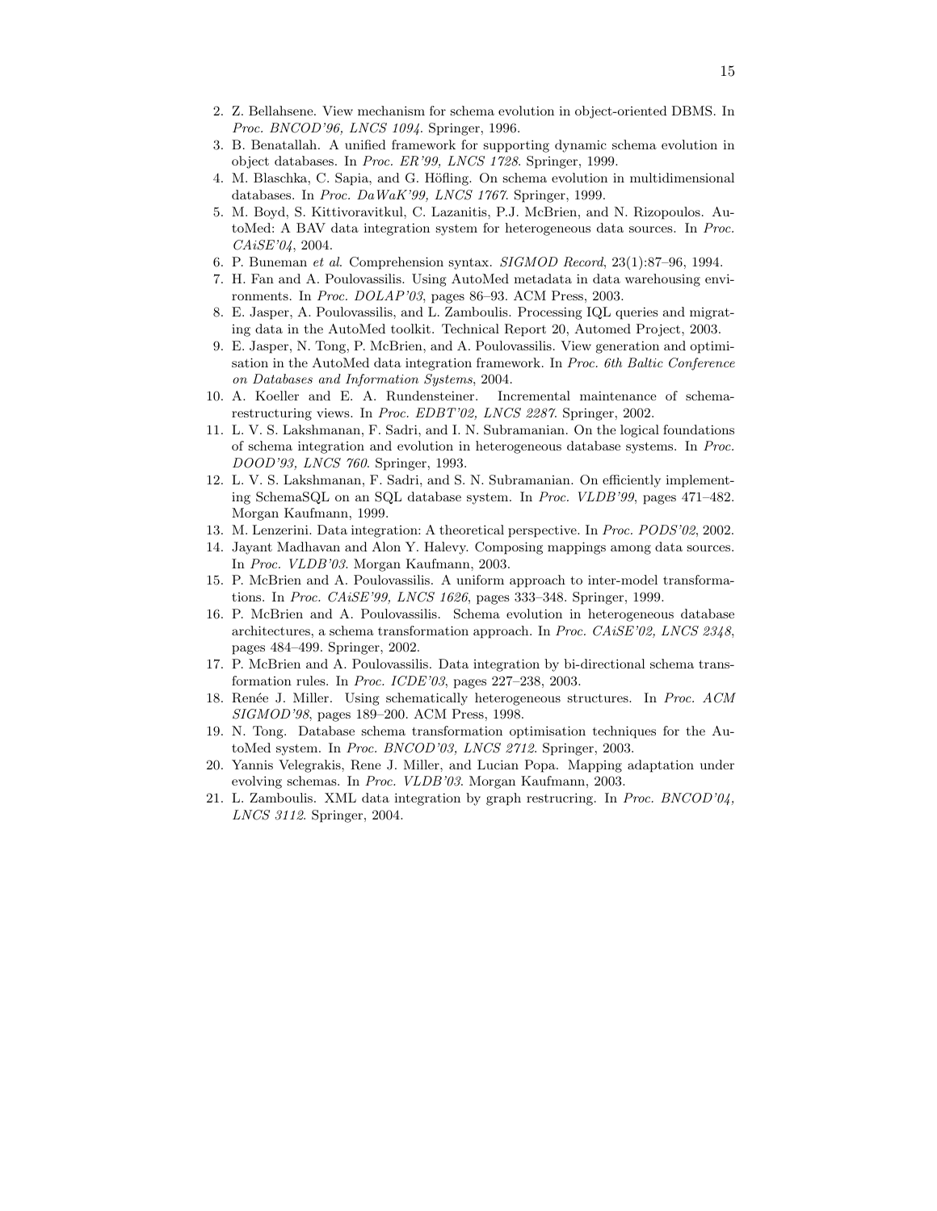2. Z. Bellahsene. View mechanism for schema evolution in object-oriented DBMS. In *Proc. BNCOD'96, LNCS 1094*. Springer, 1996.
3. B. Benatallah. A unified framework for supporting dynamic schema evolution in object databases. In *Proc. ER'99, LNCS 1728*. Springer, 1999.
4. M. Blaschka, C. Sapia, and G. Höfling. On schema evolution in multidimensional databases. In *Proc. DaWaK'99, LNCS 1767*. Springer, 1999.
5. M. Boyd, S. Kittivoravitkul, C. Lazanitis, P.J. McBrien, and N. Rizopoulos. AutoMed: A BAV data integration system for heterogeneous data sources. In *Proc. CAiSE'04*, 2004.
6. P. Buneman *et al*. Comprehension syntax. *SIGMOD Record*, 23(1):87–96, 1994.
7. H. Fan and A. Poulovassilis. Using AutoMed metadata in data warehousing environments. In *Proc. DOLAP'03*, pages 86–93. ACM Press, 2003.
8. E. Jasper, A. Poulovassilis, and L. Zamboulis. Processing IQL queries and migrating data in the AutoMed toolkit. Technical Report 20, Automed Project, 2003.
9. E. Jasper, N. Tong, P. McBrien, and A. Poulovassilis. View generation and optimisation in the AutoMed data integration framework. In *Proc. 6th Baltic Conference on Databases and Information Systems*, 2004.
10. A. Koeller and E. A. Rundensteiner. Incremental maintenance of schema-restructuring views. In *Proc. EDBT'02, LNCS 2287*. Springer, 2002.
11. L. V. S. Lakshmanan, F. Sadri, and I. N. Subramanian. On the logical foundations of schema integration and evolution in heterogeneous database systems. In *Proc. DOOD'93, LNCS 760*. Springer, 1993.
12. L. V. S. Lakshmanan, F. Sadri, and S. N. Subramanian. On efficiently implementing SchemaSQL on an SQL database system. In *Proc. VLDB'99*, pages 471–482. Morgan Kaufmann, 1999.
13. M. Lenzerini. Data integration: A theoretical perspective. In *Proc. PODS'02*, 2002.
14. Jayant Madhavan and Alon Y. Halevy. Composing mappings among data sources. In *Proc. VLDB'03*. Morgan Kaufmann, 2003.
15. P. McBrien and A. Poulovassilis. A uniform approach to inter-model transformations. In *Proc. CAiSE'99, LNCS 1626*, pages 333–348. Springer, 1999.
16. P. McBrien and A. Poulovassilis. Schema evolution in heterogeneous database architectures, a schema transformation approach. In *Proc. CAiSE'02, LNCS 2348*, pages 484–499. Springer, 2002.
17. P. McBrien and A. Poulovassilis. Data integration by bi-directional schema transformation rules. In *Proc. ICDE'03*, pages 227–238, 2003.
18. Renée J. Miller. Using schematically heterogeneous structures. In *Proc. ACM SIGMOD'98*, pages 189–200. ACM Press, 1998.
19. N. Tong. Database schema transformation optimisation techniques for the AutoMed system. In *Proc. BNCOD'03, LNCS 2712*. Springer, 2003.
20. Yannis Velegrakis, Rene J. Miller, and Lucian Popa. Mapping adaptation under evolving schemas. In *Proc. VLDB'03*. Morgan Kaufmann, 2003.
21. L. Zamboulis. XML data integration by graph restrucring. In *Proc. BNCOD'04, LNCS 3112*. Springer, 2004.